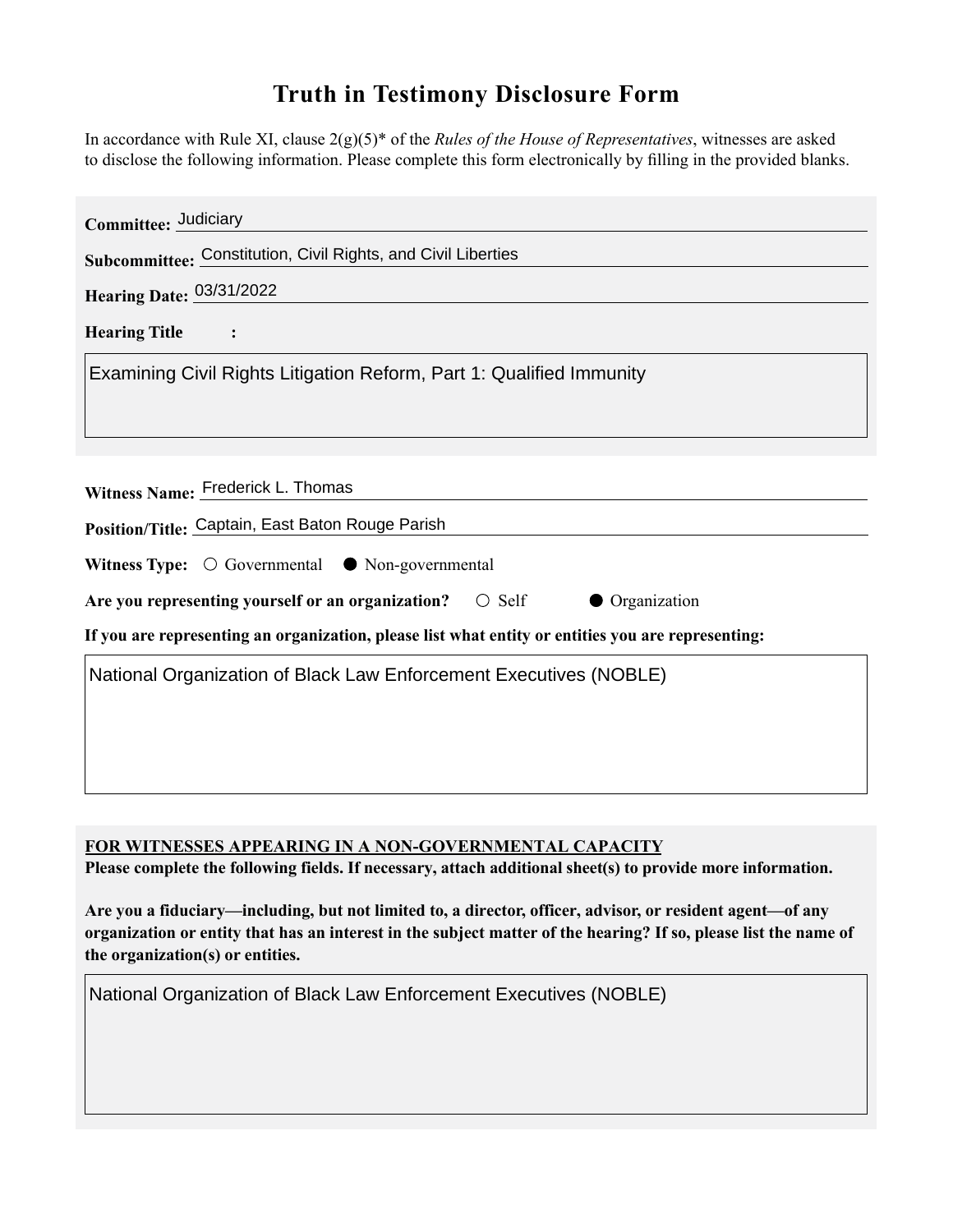# Truth in Testimony Disclosure Form

In accordance with Rule XI, clause 2(g)(5)* of the *Rules of the House of Representatives*, witnesses are asked to disclose the following information. Please complete this form electronically by filling in the provided blanks.

**Committee:** Judiciary

**Subcommittee:** Constitution, Civil Rights, and Civil Liberties

**Hearing Date:** 03/31/2022

**Hearing Title:**

Examining Civil Rights Litigation Reform, Part 1: Qualified Immunity

**Witness Name:** Frederick L. Thomas

**Position/Title:** Captain, East Baton Rouge Parish

**Witness Type:** ○ Governmental ● Non-governmental

**Are you representing yourself or an organization?** ○ Self ● Organization

**If you are representing an organization, please list what entity or entities you are representing:**

National Organization of Black Law Enforcement Executives (NOBLE)

**FOR WITNESSES APPEARING IN A NON-GOVERNMENTAL CAPACITY**

**Please complete the following fields. If necessary, attach additional sheet(s) to provide more information.**

**Are you a fiduciary—including, but not limited to, a director, officer, advisor, or resident agent—of any organization or entity that has an interest in the subject matter of the hearing? If so, please list the name of the organization(s) or entities.**

National Organization of Black Law Enforcement Executives (NOBLE)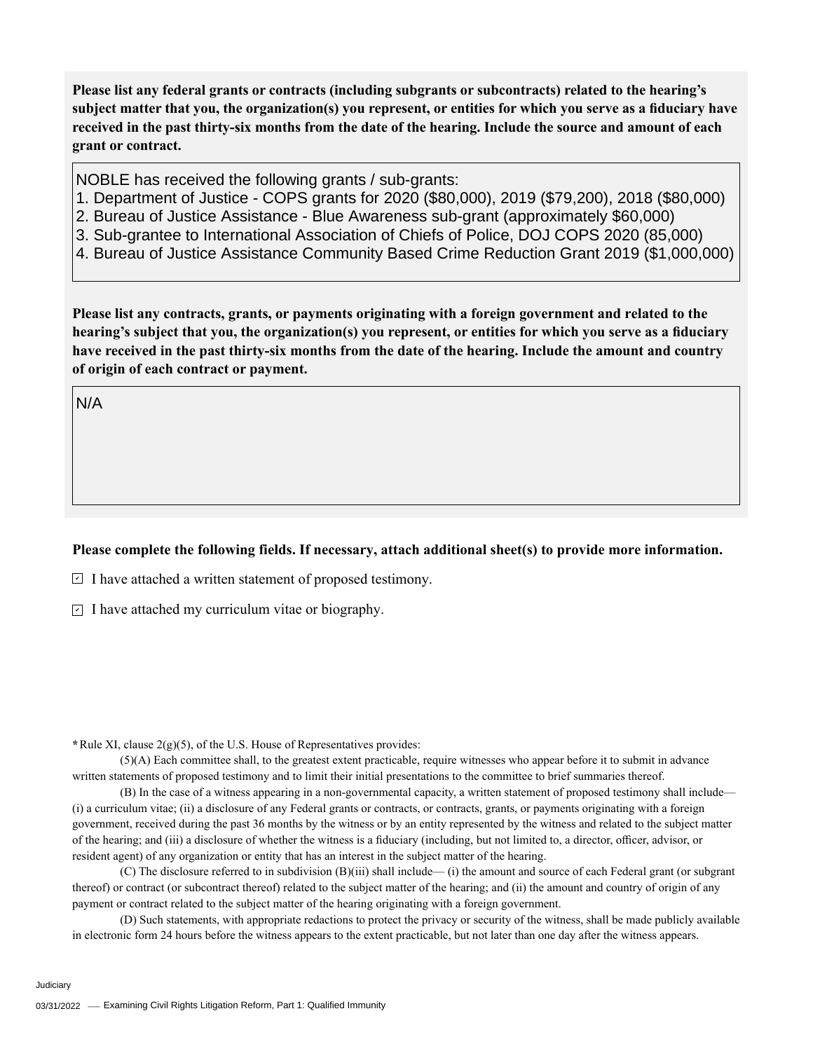**Please list any federal grants or contracts (including subgrants or subcontracts) related to the hearing's subject matter that you, the organization(s) you represent, or entities for which you serve as a fiduciary have received in the past thirty-six months from the date of the hearing. Include the source and amount of each grant or contract.**

NOBLE has received the following grants / sub-grants:
1. Department of Justice - COPS grants for 2020 ($80,000), 2019 ($79,200), 2018 ($80,000)
2. Bureau of Justice Assistance - Blue Awareness sub-grant (approximately $60,000)
3. Sub-grantee to International Association of Chiefs of Police, DOJ COPS 2020 (85,000)
4. Bureau of Justice Assistance Community Based Crime Reduction Grant 2019 ($1,000,000)

**Please list any contracts, grants, or payments originating with a foreign government and related to the hearing's subject that you, the organization(s) you represent, or entities for which you serve as a fiduciary have received in the past thirty-six months from the date of the hearing. Include the amount and country of origin of each contract or payment.**

N/A

**Please complete the following fields. If necessary, attach additional sheet(s) to provide more information.**

- [x] I have attached a written statement of proposed testimony.
- [x] I have attached my curriculum vitae or biography.

*Rule XI, clause 2(g)(5), of the U.S. House of Representatives provides:

(5)(A) Each committee shall, to the greatest extent practicable, require witnesses who appear before it to submit in advance written statements of proposed testimony and to limit their initial presentations to the committee to brief summaries thereof.

(B) In the case of a witness appearing in a non-governmental capacity, a written statement of proposed testimony shall include— (i) a curriculum vitae; (ii) a disclosure of any Federal grants or contracts, or contracts, grants, or payments originating with a foreign government, received during the past 36 months by the witness or by an entity represented by the witness and related to the subject matter of the hearing; and (iii) a disclosure of whether the witness is a fiduciary (including, but not limited to, a director, officer, advisor, or resident agent) of any organization or entity that has an interest in the subject matter of the hearing.

(C) The disclosure referred to in subdivision (B)(iii) shall include— (i) the amount and source of each Federal grant (or subgrant thereof) or contract (or subcontract thereof) related to the subject matter of the hearing; and (ii) the amount and country of origin of any payment or contract related to the subject matter of the hearing originating with a foreign government.

(D) Such statements, with appropriate redactions to protect the privacy or security of the witness, shall be made publicly available in electronic form 24 hours before the witness appears to the extent practicable, but not later than one day after the witness appears.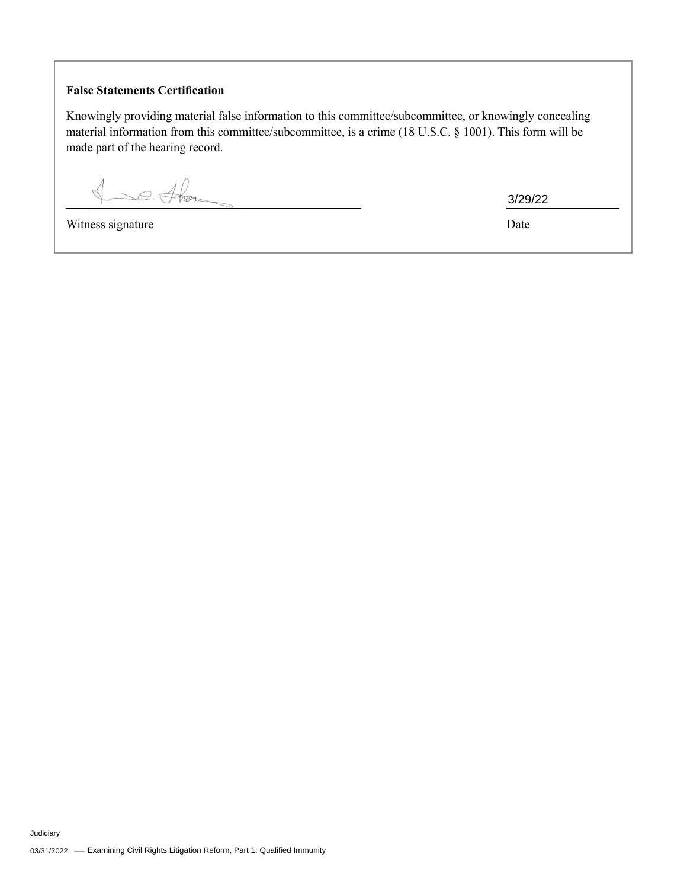**False Statements Certification**

Knowingly providing material false information to this committee/subcommittee, or knowingly concealing material information from this committee/subcommittee, is a crime (18 U.S.C. § 1001). This form will be made part of the hearing record.

Witness signature

3/29/22

Date